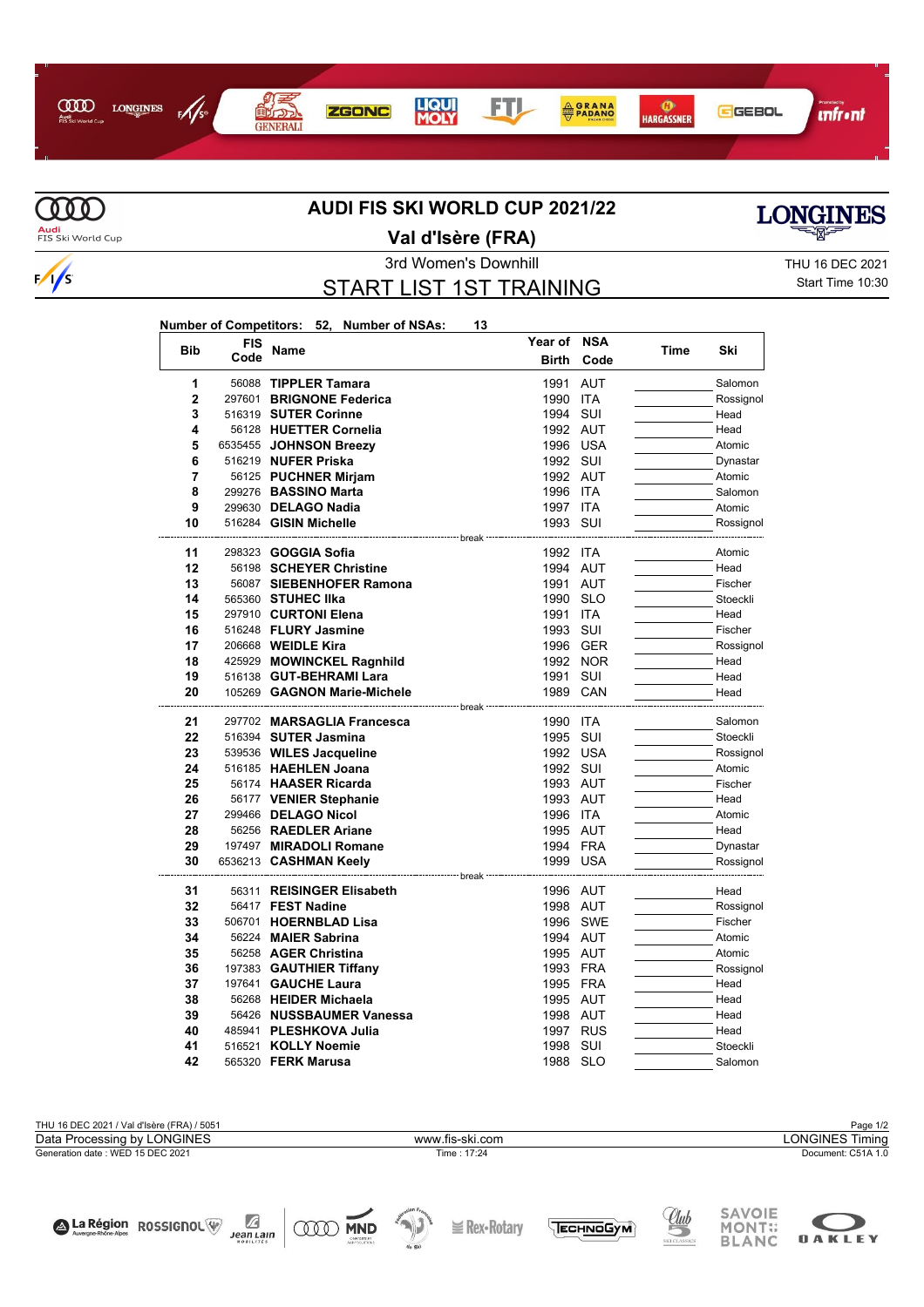# AUDI FIS SKI WORLD CUP 2021/22

## Val d'Isère (FRA)

3rd Women's Downhill

## START LIST 1ST TRAINING

THU 16 DEC 2021
Start Time 10:30

**Number of Competitors: 52, Number of NSAs: 13**

| Bib | FIS Code | Name | Year of Birth | NSA Code | Time | Ski |
|---|---|---|---|---|---|---|
| 1 | 56088 | **TIPPLER Tamara** | 1991 | AUT | | Salomon |
| 2 | 297601 | **BRIGNONE Federica** | 1990 | ITA | | Rossignol |
| 3 | 516319 | **SUTER Corinne** | 1994 | SUI | | Head |
| 4 | 56128 | **HUETTER Cornelia** | 1992 | AUT | | Head |
| 5 | 6535455 | **JOHNSON Breezy** | 1996 | USA | | Atomic |
| 6 | 516219 | **NUFER Priska** | 1992 | SUI | | Dynastar |
| 7 | 56125 | **PUCHNER Mirjam** | 1992 | AUT | | Atomic |
| 8 | 299276 | **BASSINO Marta** | 1996 | ITA | | Salomon |
| 9 | 299630 | **DELAGO Nadia** | 1997 | ITA | | Atomic |
| 10 | 516284 | **GISIN Michelle** | 1993 | SUI | | Rossignol |
| | | break | | | | |
| 11 | 298323 | **GOGGIA Sofia** | 1992 | ITA | | Atomic |
| 12 | 56198 | **SCHEYER Christine** | 1994 | AUT | | Head |
| 13 | 56087 | **SIEBENHOFER Ramona** | 1991 | AUT | | Fischer |
| 14 | 565360 | **STUHEC Ilka** | 1990 | SLO | | Stoeckli |
| 15 | 297910 | **CURTONI Elena** | 1991 | ITA | | Head |
| 16 | 516248 | **FLURY Jasmine** | 1993 | SUI | | Fischer |
| 17 | 206668 | **WEIDLE Kira** | 1996 | GER | | Rossignol |
| 18 | 425929 | **MOWINCKEL Ragnhild** | 1992 | NOR | | Head |
| 19 | 516138 | **GUT-BEHRAMI Lara** | 1991 | SUI | | Head |
| 20 | 105269 | **GAGNON Marie-Michele** | 1989 | CAN | | Head |
| | | break | | | | |
| 21 | 297702 | **MARSAGLIA Francesca** | 1990 | ITA | | Salomon |
| 22 | 516394 | **SUTER Jasmina** | 1995 | SUI | | Stoeckli |
| 23 | 539536 | **WILES Jacqueline** | 1992 | USA | | Rossignol |
| 24 | 516185 | **HAEHLEN Joana** | 1992 | SUI | | Atomic |
| 25 | 56174 | **HAASER Ricarda** | 1993 | AUT | | Fischer |
| 26 | 56177 | **VENIER Stephanie** | 1993 | AUT | | Head |
| 27 | 299466 | **DELAGO Nicol** | 1996 | ITA | | Atomic |
| 28 | 56256 | **RAEDLER Ariane** | 1995 | AUT | | Head |
| 29 | 197497 | **MIRADOLI Romane** | 1994 | FRA | | Dynastar |
| 30 | 6536213 | **CASHMAN Keely** | 1999 | USA | | Rossignol |
| | | break | | | | |
| 31 | 56311 | **REISINGER Elisabeth** | 1996 | AUT | | Head |
| 32 | 56417 | **FEST Nadine** | 1998 | AUT | | Rossignol |
| 33 | 506701 | **HOERNBLAD Lisa** | 1996 | SWE | | Fischer |
| 34 | 56224 | **MAIER Sabrina** | 1994 | AUT | | Atomic |
| 35 | 56258 | **AGER Christina** | 1995 | AUT | | Atomic |
| 36 | 197383 | **GAUTHIER Tiffany** | 1993 | FRA | | Rossignol |
| 37 | 197641 | **GAUCHE Laura** | 1995 | FRA | | Head |
| 38 | 56268 | **HEIDER Michaela** | 1995 | AUT | | Head |
| 39 | 56426 | **NUSSBAUMER Vanessa** | 1998 | AUT | | Head |
| 40 | 485941 | **PLESHKOVA Julia** | 1997 | RUS | | Head |
| 41 | 516521 | **KOLLY Noemie** | 1998 | SUI | | Stoeckli |
| 42 | 565320 | **FERK Marusa** | 1988 | SLO | | Salomon |

THU 16 DEC 2021 / Val d'Isère (FRA) / 5051

Data Processing by LONGINES | www.fis-ski.com | LONGINES Timing

Generation date : WED 15 DEC 2021 | Time : 17:24 | Document: C51A 1.0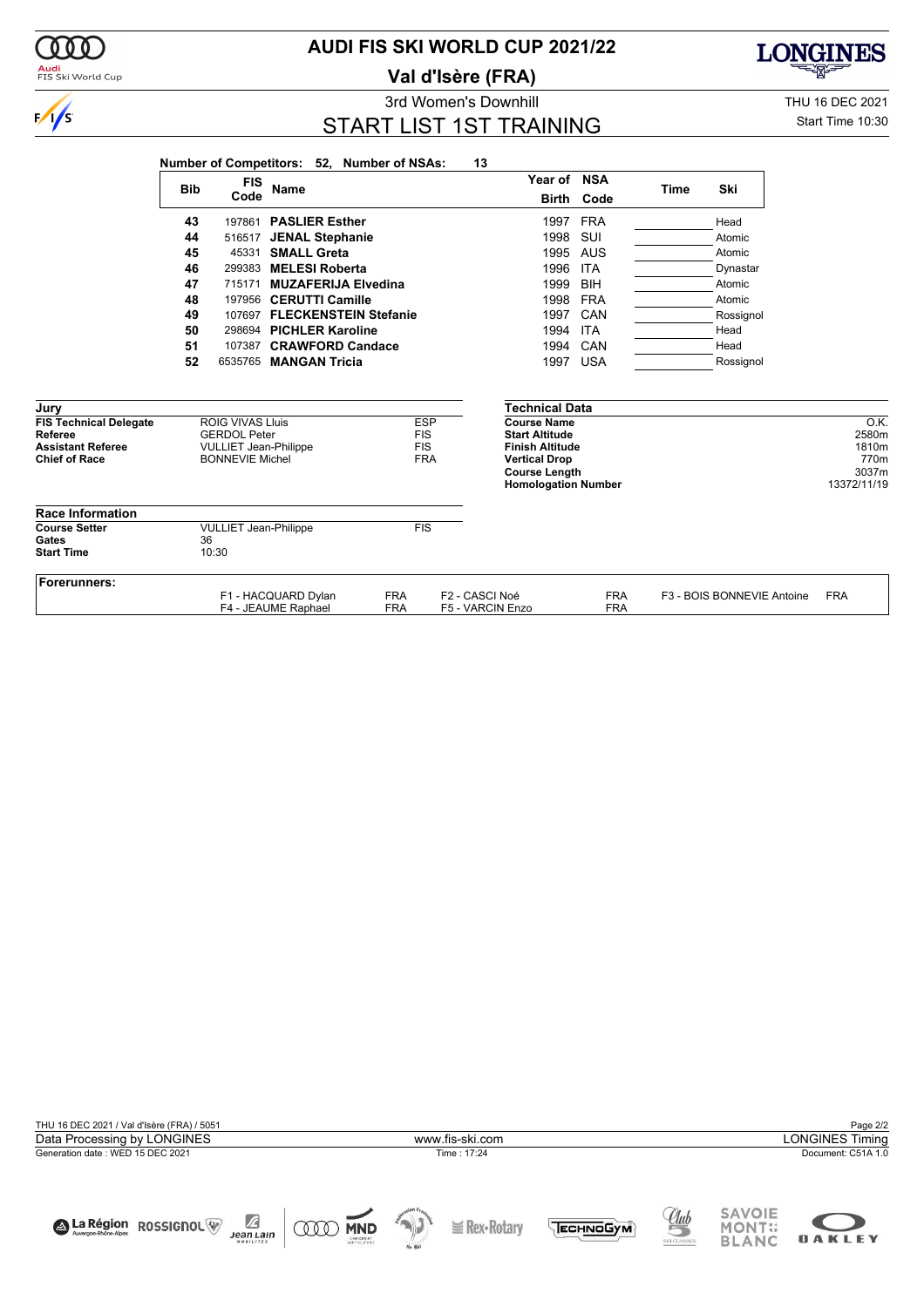# AUDI FIS SKI WORLD CUP 2021/22

## Val d'Isère (FRA)

3rd Women's Downhill

THU 16 DEC 2021

## START LIST 1ST TRAINING

Start Time 10:30

**Number of Competitors: 52, Number of NSAs: 13**

| Bib | FIS Code | Name | Year of Birth | NSA Code | Time | Ski |
|---|---|---|---|---|---|---|
| 43 | 197861 | **PASLIER Esther** | 1997 | FRA | | Head |
| 44 | 516517 | **JENAL Stephanie** | 1998 | SUI | | Atomic |
| 45 | 45331 | **SMALL Greta** | 1995 | AUS | | Atomic |
| 46 | 299383 | **MELESI Roberta** | 1996 | ITA | | Dynastar |
| 47 | 715171 | **MUZAFERIJA Elvedina** | 1999 | BIH | | Atomic |
| 48 | 197956 | **CERUTTI Camille** | 1998 | FRA | | Atomic |
| 49 | 107697 | **FLECKENSTEIN Stefanie** | 1997 | CAN | | Rossignol |
| 50 | 298694 | **PICHLER Karoline** | 1994 | ITA | | Head |
| 51 | 107387 | **CRAWFORD Candace** | 1994 | CAN | | Head |
| 52 | 6535765 | **MANGAN Tricia** | 1997 | USA | | Rossignol |

### Jury

| | | |
|---|---|---|
| **FIS Technical Delegate** | ROIG VIVAS Lluis | ESP |
| **Referee** | GERDOL Peter | FIS |
| **Assistant Referee** | VULLIET Jean-Philippe | FIS |
| **Chief of Race** | BONNEVIE Michel | FRA |

### Technical Data

| | |
|---|---|
| **Course Name** | O.K. |
| **Start Altitude** | 2580m |
| **Finish Altitude** | 1810m |
| **Vertical Drop** | 770m |
| **Course Length** | 3037m |
| **Homologation Number** | 13372/11/19 |

### Race Information

| | | |
|---|---|---|
| **Course Setter** | VULLIET Jean-Philippe | FIS |
| **Gates** | 36 | |
| **Start Time** | 10:30 | |

### Forerunners:

| | | | | | |
|---|---|---|---|---|---|
| F1 - HACQUARD Dylan | FRA | F2 - CASCI Noé | FRA | F3 - BOIS BONNEVIE Antoine | FRA |
| F4 - JEAUME Raphael | FRA | F5 - VARCIN Enzo | FRA | | |

THU 16 DEC 2021 / Val d'Isère (FRA) / 5051

Data Processing by LONGINES — www.fis-ski.com — LONGINES Timing

Generation date : WED 15 DEC 2021 — Time : 17:24 — Document: C51A 1.0